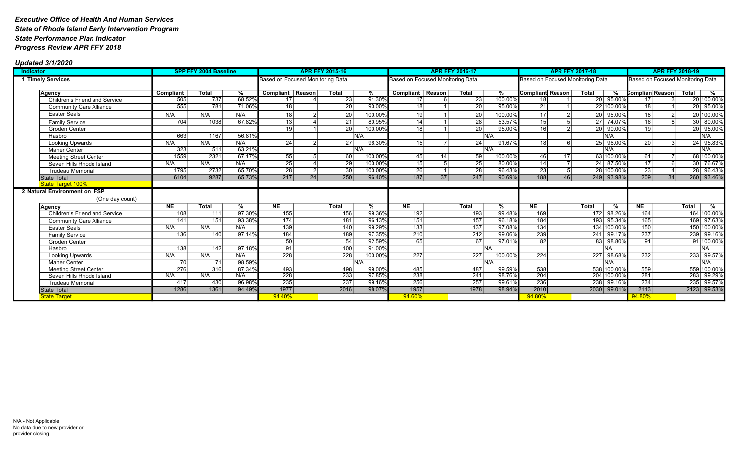***Executive Office of Health And Human Services***
***State of Rhode Island Early Intervention Program***
***State Performance Plan Indicator***
***Progress Review APR FFY 2018***

***Updated 3/1/2020***

| Indicator | SPP FFY 2004 Baseline | | | APR FFY 2015-16 | | | | APR FFY 2016-17 | | | | APR FFY 2017-18 | | | | APR FFY 2018-19 | | | |
|---|---|---|---|---|---|---|---|---|---|---|---|---|---|---|---|---|---|---|---|
| **1 Timely Services** | | | | Based on Focused Monitoring Data | | | | Based on Focused Monitoring Data | | | | Based on Focused Monitoring Data | | | | Based on Focused Monitoring Data | | | |
| **Agency** | **Compliant** | **Total** | **%** | **Compliant** | **Reason** | **Total** | **%** | **Compliant** | **Reason** | **Total** | **%** | **Compliant** | **Reason** | **Total** | **%** | **Complian** | **Reason** | **Total** | **%** |
| Children's Friend and Service | 505 | 737 | 68.52% | 17 | 4 | 23 | 91.30% | 17 | 6 | 23 | 100.00% | 18 | 1 | 20 | 95.00% | 17 | 3 | 20 | 100.00% |
| Community Care Alliance | 555 | 781 | 71.06% | 18 | | 20 | 90.00% | 18 | 1 | 20 | 95.00% | 21 | 1 | 22 | 100.00% | 18 | 1 | 20 | 95.00% |
| Easter Seals | N/A | N/A | N/A | 18 | 2 | 20 | 100.00% | 19 | 1 | 20 | 100.00% | 17 | 2 | 20 | 95.00% | 18 | 2 | 20 | 100.00% |
| Family Service | 704 | 1038 | 67.82% | 13 | 4 | 21 | 80.95% | 14 | 1 | 28 | 53.57% | 15 | 5 | 27 | 74.07% | 16 | 8 | 30 | 80.00% |
| Groden Center | | | | 19 | 1 | 20 | 100.00% | 18 | 1 | 20 | 95.00% | 16 | 2 | 20 | 90.00% | 19 | | 20 | 95.00% |
| Hasbro | 663 | 1167 | 56.81% | | | | N/A | | | | N/A | | | | N/A | | | | N/A |
| Looking Upwards | N/A | N/A | N/A | 24 | 2 | 27 | 96.30% | 15 | 7 | 24 | 91.67% | 18 | 6 | 25 | 96.00% | 20 | 3 | 24 | 95.83% |
| Maher Center | 323 | 511 | 63.21% | | | | N/A | | | | N/A | | | | N/A | | | | N/A |
| Meeting Street Center | 1559 | 2321 | 67.17% | 55 | 5 | 60 | 100.00% | 45 | 14 | 59 | 100.00% | 46 | 17 | 63 | 100.00% | 61 | 7 | 68 | 100.00% |
| Seven Hills Rhode Island | N/A | N/A | N/A | 25 | 4 | 29 | 100.00% | 15 | 5 | 25 | 80.00% | 14 | 7 | 24 | 87.50% | 17 | 6 | 30 | 76.67% |
| Trudeau Memorial | 1795 | 2732 | 65.70% | 28 | 2 | 30 | 100.00% | 26 | 1 | 28 | 96.43% | 23 | 5 | 28 | 100.00% | 23 | 4 | 28 | 96.43% |
| State Total | 6104 | 9287 | 65.73% | 217 | 24 | 250 | 96.40% | 187 | 37 | 247 | 90.69% | 188 | 46 | 249 | 93.98% | 209 | 34 | 260 | 93.46% |
| State Target 100% | | | | | | | | | | | | | | | | | | | |
| **2 Natural Environment on IFSP** (One day count) | | | | | | | | | | | | | | | | | | | |
| **Agency** | **NE** | **Total** | **%** | **NE** | | **Total** | **%** | **NE** | | **Total** | **%** | **NE** | | **Total** | **%** | **NE** | | **Total** | **%** |
| Children's Friend and Service | 108 | 111 | 97.30% | 155 | | 156 | 99.36% | 192 | | 193 | 99.48% | 169 | | 172 | 98.26% | 164 | | 164 | 100.00% |
| Community Care Alliance | 141 | 151 | 93.38% | 174 | | 181 | 96.13% | 151 | | 157 | 96.18% | 184 | | 193 | 95.34% | 165 | | 169 | 97.63% |
| Easter Seals | N/A | N/A | N/A | 139 | | 140 | 99.29% | 133 | | 137 | 97.08% | 134 | | 134 | 100.00% | 150 | | 150 | 100.00% |
| Family Service | 136 | 140 | 97.14% | 184 | | 189 | 97.35% | 210 | | 212 | 99.06% | 239 | | 241 | 99.17% | 237 | | 239 | 99.16% |
| Groden Center | | | | 50 | | 54 | 92.59% | 65 | | 67 | 97.01% | 82 | | 83 | 98.80% | 91 | | 91 | 100.00% |
| Hasbro | 138 | 142 | 97.18% | 91 | | 100 | 91.00% | | | | NA | | | | NA | | | | NA |
| Looking Upwards | N/A | N/A | N/A | 228 | | 228 | 100.00% | 227 | | 227 | 100.00% | 224 | | 227 | 98.68% | 232 | | 233 | 99.57% |
| Maher Center | 70 | 71 | 98.59% | | | | N/A | | | | N/A | | | | N/A | | | | N/A |
| Meeting Street Center | 276 | 316 | 87.34% | 493 | | 498 | 99.00% | 485 | | 487 | 99.59% | 538 | | 538 | 100.00% | 559 | | 559 | 100.00% |
| Seven Hills Rhode Island | N/A | N/A | N/A | 228 | | 233 | 97.85% | 238 | | 241 | 98.76% | 204 | | 204 | 100.00% | 281 | | 283 | 99.29% |
| Trudeau Memorial | 417 | 430 | 96.98% | 235 | | 237 | 99.16% | 256 | | 257 | 99.61% | 236 | | 238 | 99.16% | 234 | | 235 | 99.57% |
| State Total | 1286 | 1361 | 94.49% | 1977 | | 2016 | 98.07% | 1957 | | 1978 | 98.94% | 2010 | | 2030 | 99.01% | 2113 | | 2123 | 99.53% |
| State Target | | | | 94.40% | | | | 94.60% | | | | 94.80% | | | | 94.80% | | | |

N/A - Not Applicable
No data due to new provider or provider closing.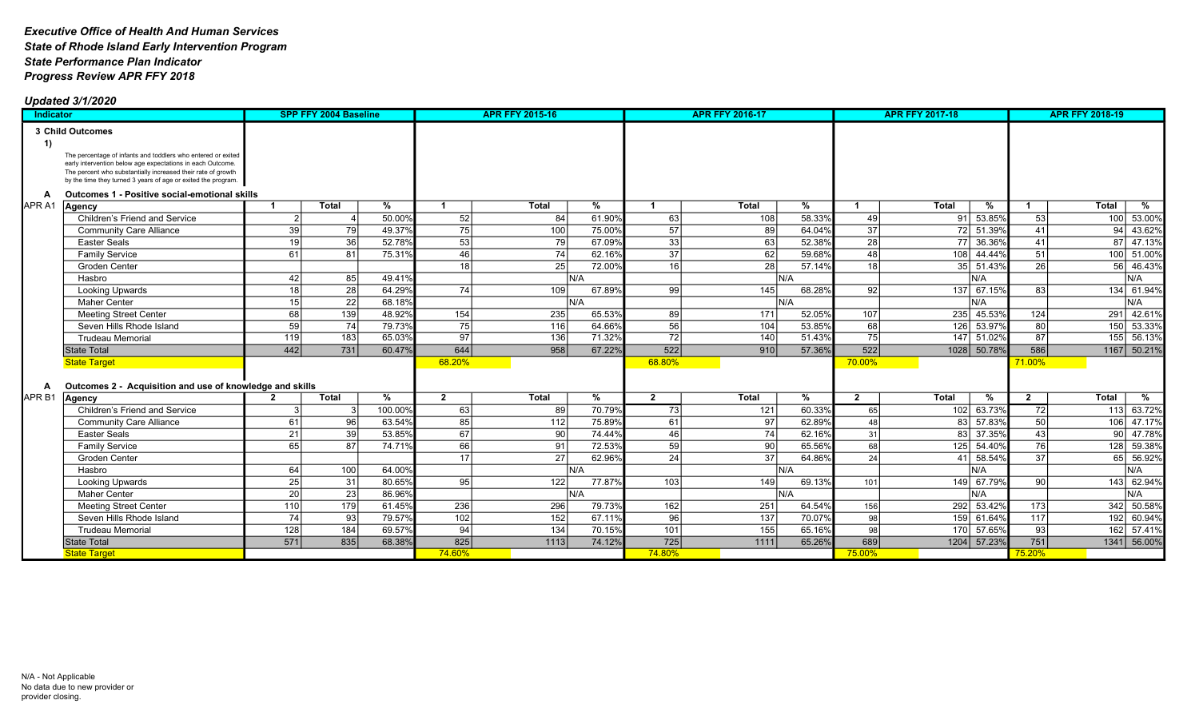*Executive Office of Health And Human Services*
*State of Rhode Island Early Intervention Program*
*State Performance Plan Indicator*
*Progress Review APR FFY 2018*

***Updated 3/1/2020***

| Indicator | | SPP FFY 2004 Baseline | | | APR FFY 2015-16 | | | APR FFY 2016-17 | | | APR FFY 2017-18 | | | APR FFY 2018-19 | | |
|---|---|---|---|---|---|---|---|---|---|---|---|---|---|---|---|---|
| | **3 Child Outcomes** | | | | | | | | | | | | | | | |
| 1) | The percentage of infants and toddlers who entered or exited early intervention below age expectations in each Outcome. The percent who substantially increased their rate of growth by the time they turned 3 years of age or exited the program. | | | | | | | | | | | | | | | |
| A | **Outcomes 1 - Positive social-emotional skills** | | | | | | | | | | | | | | | |
| APR A1 | **Agency** | **1** | **Total** | **%** | **1** | **Total** | **%** | **1** | **Total** | **%** | **1** | **Total** | **%** | **1** | **Total** | **%** |
| | Children's Friend and Service | 2 | 4 | 50.00% | 52 | 84 | 61.90% | 63 | 108 | 58.33% | 49 | 91 | 53.85% | 53 | 100 | 53.00% |
| | Community Care Alliance | 39 | 79 | 49.37% | 75 | 100 | 75.00% | 57 | 89 | 64.04% | 37 | 72 | 51.39% | 41 | 94 | 43.62% |
| | Easter Seals | 19 | 36 | 52.78% | 53 | 79 | 67.09% | 33 | 63 | 52.38% | 28 | 77 | 36.36% | 41 | 87 | 47.13% |
| | Family Service | 61 | 81 | 75.31% | 46 | 74 | 62.16% | 37 | 62 | 59.68% | 48 | 108 | 44.44% | 51 | 100 | 51.00% |
| | Groden Center | | | | 18 | 25 | 72.00% | 16 | 28 | 57.14% | 18 | 35 | 51.43% | 26 | 56 | 46.43% |
| | Hasbro | 42 | 85 | 49.41% | | | N/A | | | N/A | | | N/A | | | N/A |
| | Looking Upwards | 18 | 28 | 64.29% | 74 | 109 | 67.89% | 99 | 145 | 68.28% | 92 | 137 | 67.15% | 83 | 134 | 61.94% |
| | Maher Center | 15 | 22 | 68.18% | | | N/A | | | N/A | | | N/A | | | N/A |
| | Meeting Street Center | 68 | 139 | 48.92% | 154 | 235 | 65.53% | 89 | 171 | 52.05% | 107 | 235 | 45.53% | 124 | 291 | 42.61% |
| | Seven Hills Rhode Island | 59 | 74 | 79.73% | 75 | 116 | 64.66% | 56 | 104 | 53.85% | 68 | 126 | 53.97% | 80 | 150 | 53.33% |
| | Trudeau Memorial | 119 | 183 | 65.03% | 97 | 136 | 71.32% | 72 | 140 | 51.43% | 75 | 147 | 51.02% | 87 | 155 | 56.13% |
| | State Total | 442 | 731 | 60.47% | 644 | 958 | 67.22% | 522 | 910 | 57.36% | 522 | 1028 | 50.78% | 586 | 1167 | 50.21% |
| | State Target | | | | 68.20% | | | 68.80% | | | 70.00% | | | 71.00% | | |
| A | **Outcomes 2 - Acquisition and use of knowledge and skills** | | | | | | | | | | | | | | | |
| APR B1 | **Agency** | **2** | **Total** | **%** | **2** | **Total** | **%** | **2** | **Total** | **%** | **2** | **Total** | **%** | **2** | **Total** | **%** |
| | Children's Friend and Service | 3 | 3 | 100.00% | 63 | 89 | 70.79% | 73 | 121 | 60.33% | 65 | 102 | 63.73% | 72 | 113 | 63.72% |
| | Community Care Alliance | 61 | 96 | 63.54% | 85 | 112 | 75.89% | 61 | 97 | 62.89% | 48 | 83 | 57.83% | 50 | 106 | 47.17% |
| | Easter Seals | 21 | 39 | 53.85% | 67 | 90 | 74.44% | 46 | 74 | 62.16% | 31 | 83 | 37.35% | 43 | 90 | 47.78% |
| | Family Service | 65 | 87 | 74.71% | 66 | 91 | 72.53% | 59 | 90 | 65.56% | 68 | 125 | 54.40% | 76 | 128 | 59.38% |
| | Groden Center | | | | 17 | 27 | 62.96% | 24 | 37 | 64.86% | 24 | 41 | 58.54% | 37 | 65 | 56.92% |
| | Hasbro | 64 | 100 | 64.00% | | | N/A | | | N/A | | | N/A | | | N/A |
| | Looking Upwards | 25 | 31 | 80.65% | 95 | 122 | 77.87% | 103 | 149 | 69.13% | 101 | 149 | 67.79% | 90 | 143 | 62.94% |
| | Maher Center | 20 | 23 | 86.96% | | | N/A | | | N/A | | | N/A | | | N/A |
| | Meeting Street Center | 110 | 179 | 61.45% | 236 | 296 | 79.73% | 162 | 251 | 64.54% | 156 | 292 | 53.42% | 173 | 342 | 50.58% |
| | Seven Hills Rhode Island | 74 | 93 | 79.57% | 102 | 152 | 67.11% | 96 | 137 | 70.07% | 98 | 159 | 61.64% | 117 | 192 | 60.94% |
| | Trudeau Memorial | 128 | 184 | 69.57% | 94 | 134 | 70.15% | 101 | 155 | 65.16% | 98 | 170 | 57.65% | 93 | 162 | 57.41% |
| | State Total | 571 | 835 | 68.38% | 825 | 1113 | 74.12% | 725 | 1111 | 65.26% | 689 | 1204 | 57.23% | 751 | 1341 | 56.00% |
| | State Target | | | | 74.60% | | | 74.80% | | | 75.00% | | | 75.20% | | |

N/A - Not Applicable
No data due to new provider or provider closing.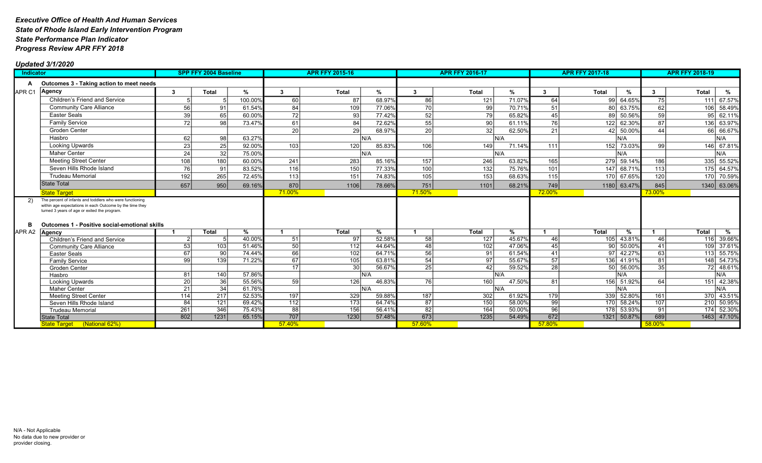***Executive Office of Health And Human Services***
***State of Rhode Island Early Intervention Program***
***State Performance Plan Indicator***
***Progress Review APR FFY 2018***

***Updated 3/1/2020***

| Indicator | | SPP FFY 2004 Baseline | | | APR FFY 2015-16 | | | APR FFY 2016-17 | | | APR FFY 2017-18 | | | APR FFY 2018-19 | | |
|---|---|---|---|---|---|---|---|---|---|---|---|---|---|---|---|---|
| **A** | **Outcomes 3 - Taking action to meet needs** | | | | | | | | | | | | | | | |
| APR C1 | **Agency** | **3** | **Total** | **%** | **3** | **Total** | **%** | **3** | **Total** | **%** | **3** | **Total** | **%** | **3** | **Total** | **%** |
| | Children's Friend and Service | 5 | 5 | 100.00% | 60 | 87 | 68.97% | 86 | 121 | 71.07% | 64 | 99 | 64.65% | 75 | 111 | 67.57% |
| | Community Care Alliance | 56 | 91 | 61.54% | 84 | 109 | 77.06% | 70 | 99 | 70.71% | 51 | 80 | 63.75% | 62 | 106 | 58.49% |
| | Easter Seals | 39 | 65 | 60.00% | 72 | 93 | 77.42% | 52 | 79 | 65.82% | 45 | 89 | 50.56% | 59 | 95 | 62.11% |
| | Family Service | 72 | 98 | 73.47% | 61 | 84 | 72.62% | 55 | 90 | 61.11% | 76 | 122 | 62.30% | 87 | 136 | 63.97% |
| | Groden Center | | | | 20 | 29 | 68.97% | 20 | 32 | 62.50% | 21 | 42 | 50.00% | 44 | 66 | 66.67% |
| | Hasbro | 62 | 98 | 63.27% | | | N/A | | | N/A | | | N/A | | | N/A |
| | Looking Upwards | 23 | 25 | 92.00% | 103 | 120 | 85.83% | 106 | 149 | 71.14% | 111 | 152 | 73.03% | 99 | 146 | 67.81% |
| | Maher Center | 24 | 32 | 75.00% | | | N/A | | | N/A | | | N/A | | | N/A |
| | Meeting Street Center | 108 | 180 | 60.00% | 241 | 283 | 85.16% | 157 | 246 | 63.82% | 165 | 279 | 59.14% | 186 | 335 | 55.52% |
| | Seven Hills Rhode Island | 76 | 91 | 83.52% | 116 | 150 | 77.33% | 100 | 132 | 75.76% | 101 | 147 | 68.71% | 113 | 175 | 64.57% |
| | Trudeau Memorial | 192 | 265 | 72.45% | 113 | 151 | 74.83% | 105 | 153 | 68.63% | 115 | 170 | 67.65% | 120 | 170 | 70.59% |
| | State Total | 657 | 950 | 69.16% | 870 | 1106 | 78.66% | 751 | 1101 | 68.21% | 749 | 1180 | 63.47% | 845 | 1340 | 63.06% |
| | State Target | | | | 71.00% | | | 71.50% | | | 72.00% | | | 73.00% | | |
| 2) | The percent of infants and toddlers who were functioning within age expectations in each Outcome by the time they turned 3 years of age or exited the program. | | | | | | | | | | | | | | | |
| **B** | **Outcomes 1 - Positive social-emotional skills** | | | | | | | | | | | | | | | |
| APR A2 | **Agency** | **1** | **Total** | **%** | **1** | **Total** | **%** | **1** | **Total** | **%** | **1** | **Total** | **%** | **1** | **Total** | **%** |
| | Children's Friend and Service | 2 | 5 | 40.00% | 51 | 97 | 52.58% | 58 | 127 | 45.67% | 46 | 105 | 43.81% | 46 | 116 | 39.66% |
| | Community Care Alliance | 53 | 103 | 51.46% | 50 | 112 | 44.64% | 48 | 102 | 47.06% | 45 | 90 | 50.00% | 41 | 109 | 37.61% |
| | Easter Seals | 67 | 90 | 74.44% | 66 | 102 | 64.71% | 56 | 91 | 61.54% | 41 | 97 | 42.27% | 63 | 113 | 55.75% |
| | Family Service | 99 | 139 | 71.22% | 67 | 105 | 63.81% | 54 | 97 | 55.67% | 57 | 136 | 41.91% | 81 | 148 | 54.73% |
| | Groden Center | | | | 17 | 30 | 56.67% | 25 | 42 | 59.52% | 28 | 50 | 56.00% | 35 | 72 | 48.61% |
| | Hasbro | 81 | 140 | 57.86% | | | N/A | | | N/A | | | N/A | | | N/A |
| | Looking Upwards | 20 | 36 | 55.56% | 59 | 126 | 46.83% | 76 | 160 | 47.50% | 81 | 156 | 51.92% | 64 | 151 | 42.38% |
| | Maher Center | 21 | 34 | 61.76% | | | N/A | | | N/A | | | N/A | | | N/A |
| | Meeting Street Center | 114 | 217 | 52.53% | 197 | 329 | 59.88% | 187 | 302 | 61.92% | 179 | 339 | 52.80% | 161 | 370 | 43.51% |
| | Seven Hills Rhode Island | 84 | 121 | 69.42% | 112 | 173 | 64.74% | 87 | 150 | 58.00% | 99 | 170 | 58.24% | 107 | 210 | 50.95% |
| | Trudeau Memorial | 261 | 346 | 75.43% | 88 | 156 | 56.41% | 82 | 164 | 50.00% | 96 | 178 | 53.93% | 91 | 174 | 52.30% |
| | State Total | 802 | 1231 | 65.15% | 707 | 1230 | 57.48% | 673 | 1235 | 54.49% | 672 | 1321 | 50.87% | 689 | 1463 | 47.10% |
| | State Target (National 62%) | | | | 57.40% | | | 57.60% | | | 57.80% | | | 58.00% | | |

N/A - Not Applicable
No data due to new provider or provider closing.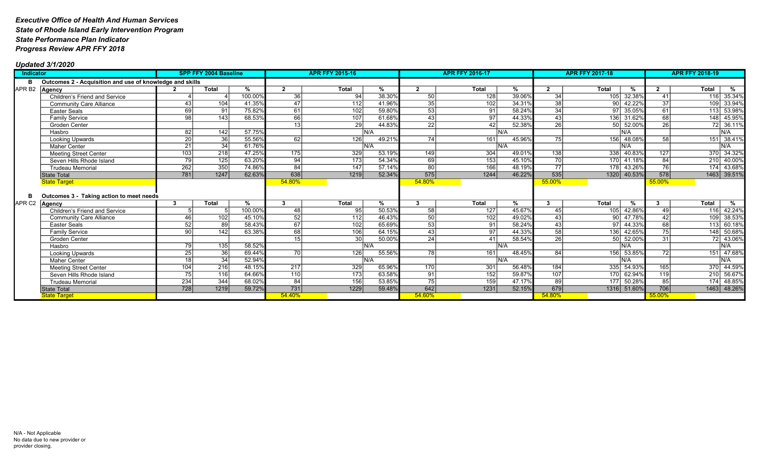***Executive Office of Health And Human Services***
***State of Rhode Island Early Intervention Program***
***State Performance Plan Indicator***
***Progress Review APR FFY 2018***

***Updated 3/1/2020***

| Indicator | | SPP FFY 2004 Baseline | | | APR FFY 2015-16 | | | APR FFY 2016-17 | | | APR FFY 2017-18 | | | APR FFY 2018-19 | | |
|---|---|---|---|---|---|---|---|---|---|---|---|---|---|---|---|---|
| B | Outcomes 2 - Acquisition and use of knowledge and skills | | | | | | | | | | | | | | | |
| APR B2 | Agency | 2 | Total | % | 2 | Total | % | 2 | Total | % | 2 | Total | % | 2 | Total | % |
| | Children's Friend and Service | 4 | 4 | 100.00% | 36 | 94 | 38.30% | 50 | 128 | 39.06% | 34 | 105 | 32.38% | 41 | 116 | 35.34% |
| | Community Care Alliance | 43 | 104 | 41.35% | 47 | 112 | 41.96% | 35 | 102 | 34.31% | 38 | 90 | 42.22% | 37 | 109 | 33.94% |
| | Easter Seals | 69 | 91 | 75.82% | 61 | 102 | 59.80% | 53 | 91 | 58.24% | 34 | 97 | 35.05% | 61 | 113 | 53.98% |
| | Family Service | 98 | 143 | 68.53% | 66 | 107 | 61.68% | 43 | 97 | 44.33% | 43 | 136 | 31.62% | 68 | 148 | 45.95% |
| | Groden Center | | | | 13 | 29 | 44.83% | 22 | 42 | 52.38% | 26 | 50 | 52.00% | 26 | 72 | 36.11% |
| | Hasbro | 82 | 142 | 57.75% | | | N/A | | | N/A | | | N/A | | | N/A |
| | Looking Upwards | 20 | 36 | 55.56% | 62 | 126 | 49.21% | 74 | 161 | 45.96% | 75 | 156 | 48.08% | 58 | 151 | 38.41% |
| | Maher Center | 21 | 34 | 61.76% | | | N/A | | | N/A | | | N/A | | | N/A |
| | Meeting Street Center | 103 | 218 | 47.25% | 175 | 329 | 53.19% | 149 | 304 | 49.01% | 138 | 338 | 40.83% | 127 | 370 | 34.32% |
| | Seven Hills Rhode Island | 79 | 125 | 63.20% | 94 | 173 | 54.34% | 69 | 153 | 45.10% | 70 | 170 | 41.18% | 84 | 210 | 40.00% |
| | Trudeau Memorial | 262 | 350 | 74.86% | 84 | 147 | 57.14% | 80 | 166 | 48.19% | 77 | 178 | 43.26% | 76 | 174 | 43.68% |
| | State Total | 781 | 1247 | 62.63% | 638 | 1219 | 52.34% | 575 | 1244 | 46.22% | 535 | 1320 | 40.53% | 578 | 1463 | 39.51% |
| | State Target | | | | 54.80% | | | 54.80% | | | 55.00% | | | 55.00% | | |
| B | Outcomes 3 - Taking action to meet needs | | | | | | | | | | | | | | | |
| APR C2 | Agency | 3 | Total | % | 3 | Total | % | 3 | Total | % | 3 | Total | % | 3 | Total | % |
| | Children's Friend and Service | 5 | 5 | 100.00% | 48 | 95 | 50.53% | 58 | 127 | 45.67% | 45 | 105 | 42.86% | 49 | 116 | 42.24% |
| | Community Care Alliance | 46 | 102 | 45.10% | 52 | 112 | 46.43% | 50 | 102 | 49.02% | 43 | 90 | 47.78% | 42 | 109 | 38.53% |
| | Easter Seals | 52 | 89 | 58.43% | 67 | 102 | 65.69% | 53 | 91 | 58.24% | 43 | 97 | 44.33% | 68 | 113 | 60.18% |
| | Family Service | 90 | 142 | 63.38% | 68 | 106 | 64.15% | 43 | 97 | 44.33% | 58 | 136 | 42.65% | 75 | 148 | 50.68% |
| | Groden Center | | | | 15 | 30 | 50.00% | 24 | 41 | 58.54% | 26 | 50 | 52.00% | 31 | 72 | 43.06% |
| | Hasbro | 79 | 135 | 58.52% | | | N/A | | | N/A | | | N/A | | | N/A |
| | Looking Upwards | 25 | 36 | 69.44% | 70 | 126 | 55.56% | 78 | 161 | 48.45% | 84 | 156 | 53.85% | 72 | 151 | 47.68% |
| | Maher Center | 18 | 34 | 52.94% | | | N/A | | | N/A | | | N/A | | | N/A |
| | Meeting Street Center | 104 | 216 | 48.15% | 217 | 329 | 65.96% | 170 | 301 | 56.48% | 184 | 335 | 54.93% | 165 | 370 | 44.59% |
| | Seven Hills Rhode Island | 75 | 116 | 64.66% | 110 | 173 | 63.58% | 91 | 152 | 59.87% | 107 | 170 | 62.94% | 119 | 210 | 56.67% |
| | Trudeau Memorial | 234 | 344 | 68.02% | 84 | 156 | 53.85% | 75 | 159 | 47.17% | 89 | 177 | 50.28% | 85 | 174 | 48.85% |
| | State Total | 728 | 1219 | 59.72% | 731 | 1229 | 59.48% | 642 | 1231 | 52.15% | 679 | 1316 | 51.60% | 706 | 1463 | 48.26% |
| | State Target | | | | 54.40% | | | 54.60% | | | 54.80% | | | 55.00% | | |

N/A - Not Applicable
No data due to new provider or provider closing.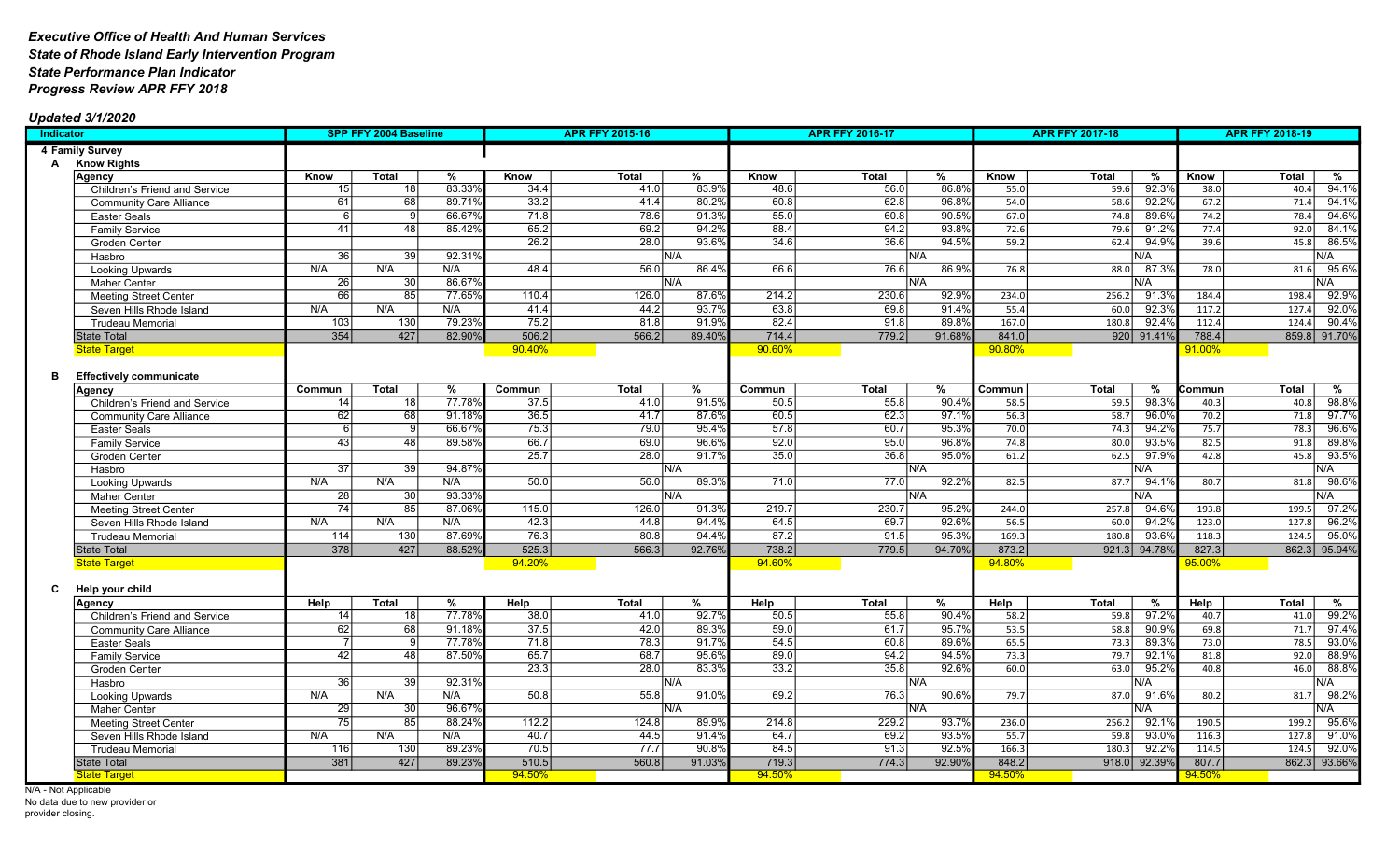***Executive Office of Health And Human Services***
***State of Rhode Island Early Intervention Program***
***State Performance Plan Indicator***
***Progress Review APR FFY 2018***

***Updated 3/1/2020***

| Indicator | SPP FFY 2004 Baseline | | | APR FFY 2015-16 | | | APR FFY 2016-17 | | | APR FFY 2017-18 | | | APR FFY 2018-19 | | |
|---|---|---|---|---|---|---|---|---|---|---|---|---|---|---|---|
| **4 Family Survey** | | | | | | | | | | | | | | | |
| **A Know Rights** | | | | | | | | | | | | | | | |
| **Agency** | **Know** | **Total** | **%** | **Know** | **Total** | **%** | **Know** | **Total** | **%** | **Know** | **Total** | **%** | **Know** | **Total** | **%** |
| Children's Friend and Service | 15 | 18 | 83.33% | 34.4 | 41.0 | 83.9% | 48.6 | 56.0 | 86.8% | 55.0 | 59.6 | 92.3% | 38.0 | 40.4 | 94.1% |
| Community Care Alliance | 61 | 68 | 89.71% | 33.2 | 41.4 | 80.2% | 60.8 | 62.8 | 96.8% | 54.0 | 58.6 | 92.2% | 67.2 | 71.4 | 94.1% |
| Easter Seals | 6 | 9 | 66.67% | 71.8 | 78.6 | 91.3% | 55.0 | 60.8 | 90.5% | 67.0 | 74.8 | 89.6% | 74.2 | 78.4 | 94.6% |
| Family Service | 41 | 48 | 85.42% | 65.2 | 69.2 | 94.2% | 88.4 | 94.2 | 93.8% | 72.6 | 79.6 | 91.2% | 77.4 | 92.0 | 84.1% |
| Groden Center | | | | 26.2 | 28.0 | 93.6% | 34.6 | 36.6 | 94.5% | 59.2 | 62.4 | 94.9% | 39.6 | 45.8 | 86.5% |
| Hasbro | 36 | 39 | 92.31% | | | N/A | | | N/A | | | N/A | | | N/A |
| Looking Upwards | N/A | N/A | N/A | 48.4 | 56.0 | 86.4% | 66.6 | 76.6 | 86.9% | 76.8 | 88.0 | 87.3% | 78.0 | 81.6 | 95.6% |
| Maher Center | 26 | 30 | 86.67% | | | N/A | | | N/A | | | N/A | | | N/A |
| Meeting Street Center | 66 | 85 | 77.65% | 110.4 | 126.0 | 87.6% | 214.2 | 230.6 | 92.9% | 234.0 | 256.2 | 91.3% | 184.4 | 198.4 | 92.9% |
| Seven Hills Rhode Island | N/A | N/A | N/A | 41.4 | 44.2 | 93.7% | 63.8 | 69.8 | 91.4% | 55.4 | 60.0 | 92.3% | 117.2 | 127.4 | 92.0% |
| Trudeau Memorial | 103 | 130 | 79.23% | 75.2 | 81.8 | 91.9% | 82.4 | 91.8 | 89.8% | 167.0 | 180.8 | 92.4% | 112.4 | 124.4 | 90.4% |
| State Total | 354 | 427 | 82.90% | 506.2 | 566.2 | 89.40% | 714.4 | 779.2 | 91.68% | 841.0 | 920 | 91.41% | 788.4 | 859.8 | 91.70% |
| State Target | | | | 90.40% | | | 90.60% | | | 90.80% | | | 91.00% | | |
| **B Effectively communicate** | | | | | | | | | | | | | | | |
| **Agency** | **Commun** | **Total** | **%** | **Commun** | **Total** | **%** | **Commun** | **Total** | **%** | **Commun** | **Total** | **%** | **Commun** | **Total** | **%** |
| Children's Friend and Service | 14 | 18 | 77.78% | 37.5 | 41.0 | 91.5% | 50.5 | 55.8 | 90.4% | 58.5 | 59.5 | 98.3% | 40.3 | 40.8 | 98.8% |
| Community Care Alliance | 62 | 68 | 91.18% | 36.5 | 41.7 | 87.6% | 60.5 | 62.3 | 97.1% | 56.3 | 58.7 | 96.0% | 70.2 | 71.8 | 97.7% |
| Easter Seals | 6 | 9 | 66.67% | 75.3 | 79.0 | 95.4% | 57.8 | 60.7 | 95.3% | 70.0 | 74.3 | 94.2% | 75.7 | 78.3 | 96.6% |
| Family Service | 43 | 48 | 89.58% | 66.7 | 69.0 | 96.6% | 92.0 | 95.0 | 96.8% | 74.8 | 80.0 | 93.5% | 82.5 | 91.8 | 89.8% |
| Groden Center | | | | 25.7 | 28.0 | 91.7% | 35.0 | 36.8 | 95.0% | 61.2 | 62.5 | 97.9% | 42.8 | 45.8 | 93.5% |
| Hasbro | 37 | 39 | 94.87% | | | N/A | | | N/A | | | N/A | | | N/A |
| Looking Upwards | N/A | N/A | N/A | 50.0 | 56.0 | 89.3% | 71.0 | 77.0 | 92.2% | 82.5 | 87.7 | 94.1% | 80.7 | 81.8 | 98.6% |
| Maher Center | 28 | 30 | 93.33% | | | N/A | | | N/A | | | N/A | | | N/A |
| Meeting Street Center | 74 | 85 | 87.06% | 115.0 | 126.0 | 91.3% | 219.7 | 230.7 | 95.2% | 244.0 | 257.8 | 94.6% | 193.8 | 199.5 | 97.2% |
| Seven Hills Rhode Island | N/A | N/A | N/A | 42.3 | 44.8 | 94.4% | 64.5 | 69.7 | 92.6% | 56.5 | 60.0 | 94.2% | 123.0 | 127.8 | 96.2% |
| Trudeau Memorial | 114 | 130 | 87.69% | 76.3 | 80.8 | 94.4% | 87.2 | 91.5 | 95.3% | 169.3 | 180.8 | 93.6% | 118.3 | 124.5 | 95.0% |
| State Total | 378 | 427 | 88.52% | 525.3 | 566.3 | 92.76% | 738.2 | 779.5 | 94.70% | 873.2 | 921.3 | 94.78% | 827.3 | 862.3 | 95.94% |
| State Target | | | | 94.20% | | | 94.60% | | | 94.80% | | | 95.00% | | |
| **C Help your child** | | | | | | | | | | | | | | | |
| **Agency** | **Help** | **Total** | **%** | **Help** | **Total** | **%** | **Help** | **Total** | **%** | **Help** | **Total** | **%** | **Help** | **Total** | **%** |
| Children's Friend and Service | 14 | 18 | 77.78% | 38.0 | 41.0 | 92.7% | 50.5 | 55.8 | 90.4% | 58.2 | 59.8 | 97.2% | 40.7 | 41.0 | 99.2% |
| Community Care Alliance | 62 | 68 | 91.18% | 37.5 | 42.0 | 89.3% | 59.0 | 61.7 | 95.7% | 53.5 | 58.8 | 90.9% | 69.8 | 71.7 | 97.4% |
| Easter Seals | 7 | 9 | 77.78% | 71.8 | 78.3 | 91.7% | 54.5 | 60.8 | 89.6% | 65.5 | 73.3 | 89.3% | 73.0 | 78.5 | 93.0% |
| Family Service | 42 | 48 | 87.50% | 65.7 | 68.7 | 95.6% | 89.0 | 94.2 | 94.5% | 73.3 | 79.7 | 92.1% | 81.8 | 92.0 | 88.9% |
| Groden Center | | | | 23.3 | 28.0 | 83.3% | 33.2 | 35.8 | 92.6% | 60.0 | 63.0 | 95.2% | 40.8 | 46.0 | 88.8% |
| Hasbro | 36 | 39 | 92.31% | | | N/A | | | N/A | | | N/A | | | N/A |
| Looking Upwards | N/A | N/A | N/A | 50.8 | 55.8 | 91.0% | 69.2 | 76.3 | 90.6% | 79.7 | 87.0 | 91.6% | 80.2 | 81.7 | 98.2% |
| Maher Center | 29 | 30 | 96.67% | | | N/A | | | N/A | | | N/A | | | N/A |
| Meeting Street Center | 75 | 85 | 88.24% | 112.2 | 124.8 | 89.9% | 214.8 | 229.2 | 93.7% | 236.0 | 256.2 | 92.1% | 190.5 | 199.2 | 95.6% |
| Seven Hills Rhode Island | N/A | N/A | N/A | 40.7 | 44.5 | 91.4% | 64.7 | 69.2 | 93.5% | 55.7 | 59.8 | 93.0% | 116.3 | 127.8 | 91.0% |
| Trudeau Memorial | 116 | 130 | 89.23% | 70.5 | 77.7 | 90.8% | 84.5 | 91.3 | 92.5% | 166.3 | 180.3 | 92.2% | 114.5 | 124.5 | 92.0% |
| State Total | 381 | 427 | 89.23% | 510.5 | 560.8 | 91.03% | 719.3 | 774.3 | 92.90% | 848.2 | 918.0 | 92.39% | 807.7 | 862.3 | 93.66% |
| State Target | | | | 94.50% | | | 94.50% | | | 94.50% | | | 94.50% | | |

N/A - Not Applicable
No data due to new provider or provider closing.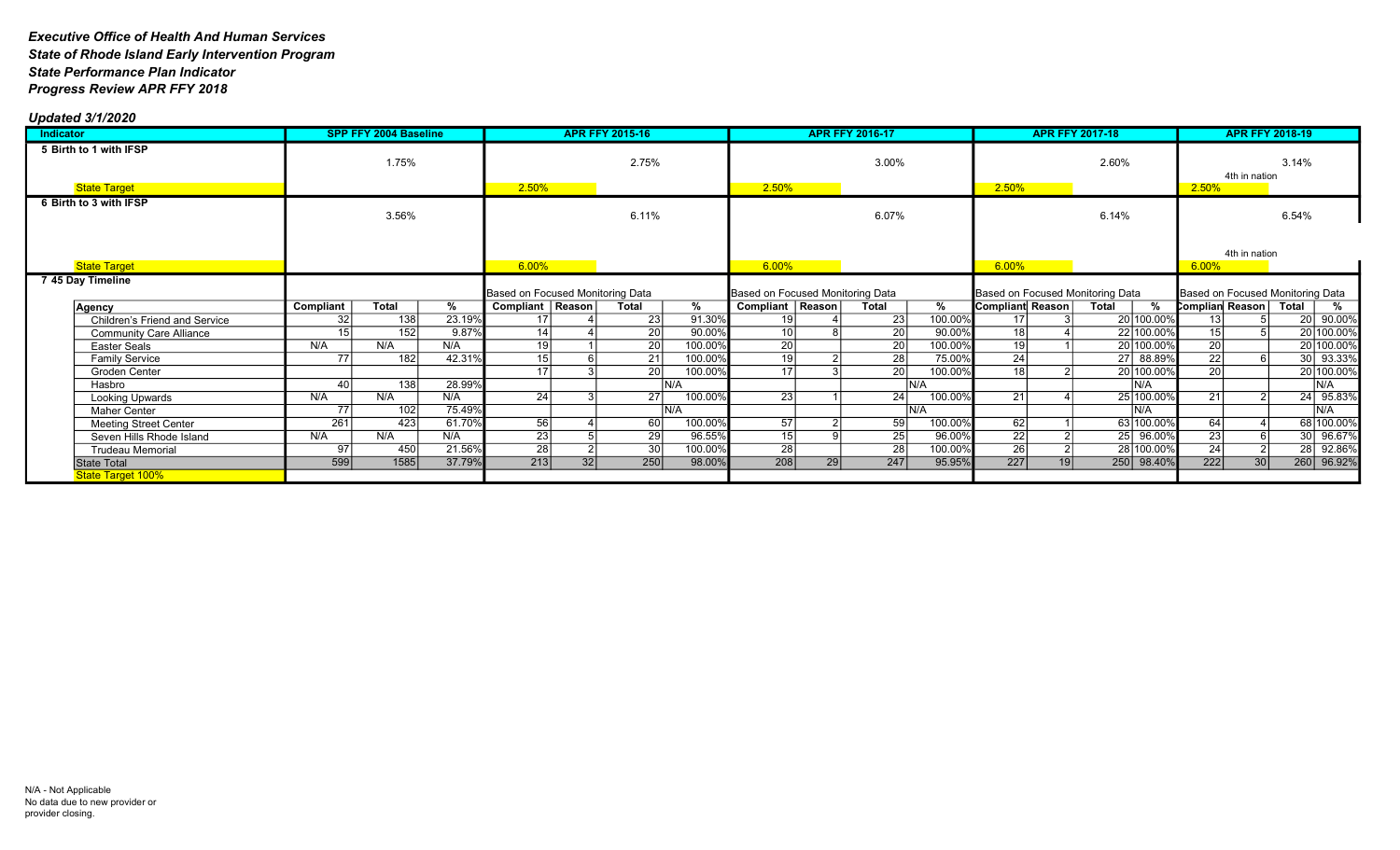***Executive Office of Health And Human Services***
***State of Rhode Island Early Intervention Program***
***State Performance Plan Indicator***
***Progress Review APR FFY 2018***

***Updated 3/1/2020***

| Indicator | SPP FFY 2004 Baseline | | | APR FFY 2015-16 | | | | APR FFY 2016-17 | | | | APR FFY 2017-18 | | | | APR FFY 2018-19 | | | |
|---|---|---|---|---|---|---|---|---|---|---|---|---|---|---|---|---|---|---|---|
| **5 Birth to 1 with IFSP** | 1.75% | | | 2.75% | | | | 3.00% | | | | 2.60% | | | | 3.14% (4th in nation) | | | |
| State Target | | | | 2.50% | | | | 2.50% | | | | 2.50% | | | | 2.50% | | | |
| **6 Birth to 3 with IFSP** | 3.56% | | | 6.11% | | | | 6.07% | | | | 6.14% | | | | 6.54% (4th in nation) | | | |
| State Target | | | | 6.00% | | | | 6.00% | | | | 6.00% | | | | 6.00% | | | |
| **7 45 Day Timeline** | | | | Based on Focused Monitoring Data | | | | Based on Focused Monitoring Data | | | | Based on Focused Monitoring Data | | | | Based on Focused Monitoring Data | | | |
| **Agency** | **Compliant** | **Total** | **%** | **Compliant** | **Reason** | **Total** | **%** | **Compliant** | **Reason** | **Total** | **%** | **Compliant** | **Reason** | **Total** | **%** | **Compliant** | **Reason** | **Total** | **%** |
| Children's Friend and Service | 32 | 138 | 23.19% | 17 | 4 | 23 | 91.30% | 19 | 4 | 23 | 100.00% | 17 | 3 | 20 | 100.00% | 13 | 5 | 20 | 90.00% |
| Community Care Alliance | 15 | 152 | 9.87% | 14 | 4 | 20 | 90.00% | 10 | 8 | 20 | 90.00% | 18 | 4 | 22 | 100.00% | 15 | 5 | 20 | 100.00% |
| Easter Seals | N/A | N/A | N/A | 19 | 1 | 20 | 100.00% | 20 | | 20 | 100.00% | 19 | 1 | 20 | 100.00% | 20 | | 20 | 100.00% |
| Family Service | 77 | 182 | 42.31% | 15 | 6 | 21 | 100.00% | 19 | 2 | 28 | 75.00% | 24 | | 27 | 88.89% | 22 | 6 | 30 | 93.33% |
| Groden Center | | | | 17 | 3 | 20 | 100.00% | 17 | 3 | 20 | 100.00% | 18 | 2 | 20 | 100.00% | 20 | | 20 | 100.00% |
| Hasbro | 40 | 138 | 28.99% | | | | N/A | | | | N/A | | | | N/A | | | | N/A |
| Looking Upwards | N/A | N/A | N/A | 24 | 3 | 27 | 100.00% | 23 | 1 | 24 | 100.00% | 21 | 4 | 25 | 100.00% | 21 | 2 | 24 | 95.83% |
| Maher Center | 77 | 102 | 75.49% | | | | N/A | | | | N/A | | | | N/A | | | | N/A |
| Meeting Street Center | 261 | 423 | 61.70% | 56 | 4 | 60 | 100.00% | 57 | 2 | 59 | 100.00% | 62 | 1 | 63 | 100.00% | 64 | 4 | 68 | 100.00% |
| Seven Hills Rhode Island | N/A | N/A | N/A | 23 | 5 | 29 | 96.55% | 15 | 9 | 25 | 96.00% | 22 | 2 | 25 | 96.00% | 23 | 6 | 30 | 96.67% |
| Trudeau Memorial | 97 | 450 | 21.56% | 28 | 2 | 30 | 100.00% | 28 | | 28 | 100.00% | 26 | 2 | 28 | 100.00% | 24 | 2 | 28 | 92.86% |
| State Total | 599 | 1585 | 37.79% | 213 | 32 | 250 | 98.00% | 208 | 29 | 247 | 95.95% | 227 | 19 | 250 | 98.40% | 222 | 30 | 260 | 96.92% |
| State Target 100% | | | | | | | | | | | | | | | | | | | |

N/A - Not Applicable
No data due to new provider or provider closing.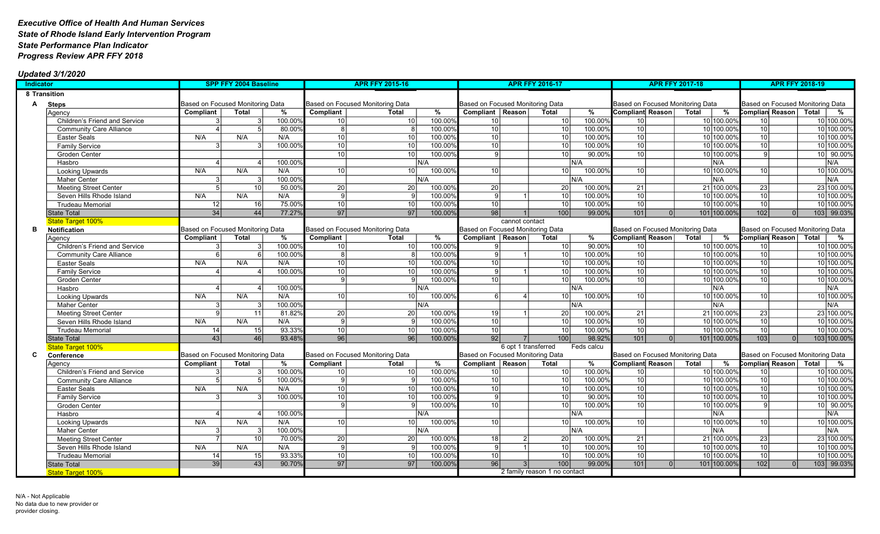*Executive Office of Health And Human Services*
*State of Rhode Island Early Intervention Program*
*State Performance Plan Indicator*
*Progress Review APR FFY 2018*

***Updated 3/1/2020***

| Indicator | SPP FFY 2004 Baseline | | | APR FFY 2015-16 | | | APR FFY 2016-17 | | | | APR FFY 2017-18 | | | | APR FFY 2018-19 | | | |
|---|---|---|---|---|---|---|---|---|---|---|---|---|---|---|---|---|---|---|
| **8 Transition** | | | | | | | | | | | | | | | | | | |
| **A Steps** | Based on Focused Monitoring Data | | | Based on Focused Monitoring Data | | | Based on Focused Monitoring Data | | | | Based on Focused Monitoring Data | | | | Based on Focused Monitoring Data | | | |
| Agency | **Compliant** | **Total** | **%** | **Compliant** | **Total** | **%** | **Compliant** | **Reason** | **Total** | **%** | **Compliant** | **Reason** | **Total** | **%** | **Complian** | **Reason** | **Total** | **%** |
| Children's Friend and Service | 3 | 3 | 100.00% | 10 | 10 | 100.00% | 10 | | 10 | 100.00% | 10 | | 10 | 100.00% | 10 | | 10 | 100.00% |
| Community Care Alliance | 4 | 5 | 80.00% | 8 | 8 | 100.00% | 10 | | 10 | 100.00% | 10 | | 10 | 100.00% | 10 | | 10 | 100.00% |
| Easter Seals | N/A | N/A | N/A | 10 | 10 | 100.00% | 10 | | 10 | 100.00% | 10 | | 10 | 100.00% | 10 | | 10 | 100.00% |
| Family Service | 3 | 3 | 100.00% | 10 | 10 | 100.00% | 10 | | 10 | 100.00% | 10 | | 10 | 100.00% | 10 | | 10 | 100.00% |
| Groden Center | | | | 10 | 10 | 100.00% | 9 | | 10 | 90.00% | 10 | | 10 | 100.00% | 9 | | 10 | 90.00% |
| Hasbro | 4 | 4 | 100.00% | | | N/A | | | | N/A | | | | N/A | | | | N/A |
| Looking Upwards | N/A | N/A | N/A | 10 | 10 | 100.00% | 10 | | 10 | 100.00% | 10 | | 10 | 100.00% | 10 | | 10 | 100.00% |
| Maher Center | 3 | 3 | 100.00% | | | N/A | | | | N/A | | | | N/A | | | | N/A |
| Meeting Street Center | 5 | 10 | 50.00% | 20 | 20 | 100.00% | 20 | | 20 | 100.00% | 21 | | 21 | 100.00% | 23 | | 23 | 100.00% |
| Seven Hills Rhode Island | N/A | N/A | N/A | 9 | 9 | 100.00% | 9 | 1 | 10 | 100.00% | 10 | | 10 | 100.00% | 10 | | 10 | 100.00% |
| Trudeau Memorial | 12 | 16 | 75.00% | 10 | 10 | 100.00% | 10 | | 10 | 100.00% | 10 | | 10 | 100.00% | 10 | | 10 | 100.00% |
| State Total | 34 | 44 | 77.27% | 97 | 97 | 100.00% | 98 | 1 | 100 | 99.00% | 101 | 0 | 101 | 100.00% | 102 | 0 | 103 | 99.03% |
| State Target 100% | | | | | | | | cannot contact | | | | | | | | | | |
| **B Notification** | Based on Focused Monitoring Data | | | Based on Focused Monitoring Data | | | Based on Focused Monitoring Data | | | | Based on Focused Monitoring Data | | | | Based on Focused Monitoring Data | | | |
| Agency | **Compliant** | **Total** | **%** | **Compliant** | **Total** | **%** | **Compliant** | **Reason** | **Total** | **%** | **Compliant** | **Reason** | **Total** | **%** | **Complian** | **Reason** | **Total** | **%** |
| Children's Friend and Service | 3 | 3 | 100.00% | 10 | 10 | 100.00% | 9 | | 10 | 90.00% | 10 | | 10 | 100.00% | 10 | | 10 | 100.00% |
| Community Care Alliance | 6 | 6 | 100.00% | 8 | 8 | 100.00% | 9 | 1 | 10 | 100.00% | 10 | | 10 | 100.00% | 10 | | 10 | 100.00% |
| Easter Seals | N/A | N/A | N/A | 10 | 10 | 100.00% | 10 | | 10 | 100.00% | 10 | | 10 | 100.00% | 10 | | 10 | 100.00% |
| Family Service | 4 | 4 | 100.00% | 10 | 10 | 100.00% | 9 | 1 | 10 | 100.00% | 10 | | 10 | 100.00% | 10 | | 10 | 100.00% |
| Groden Center | | | | 9 | 9 | 100.00% | 10 | | 10 | 100.00% | 10 | | 10 | 100.00% | 10 | | 10 | 100.00% |
| Hasbro | 4 | 4 | 100.00% | | | N/A | | | | N/A | | | | N/A | | | | N/A |
| Looking Upwards | N/A | N/A | N/A | 10 | 10 | 100.00% | 6 | 4 | 10 | 100.00% | 10 | | 10 | 100.00% | 10 | | 10 | 100.00% |
| Maher Center | 3 | 3 | 100.00% | | | N/A | | | | N/A | | | | N/A | | | | N/A |
| Meeting Street Center | 9 | 11 | 81.82% | 20 | 20 | 100.00% | 19 | 1 | 20 | 100.00% | 21 | | 21 | 100.00% | 23 | | 23 | 100.00% |
| Seven Hills Rhode Island | N/A | N/A | N/A | 9 | 9 | 100.00% | 10 | | 10 | 100.00% | 10 | | 10 | 100.00% | 10 | | 10 | 100.00% |
| Trudeau Memorial | 14 | 15 | 93.33% | 10 | 10 | 100.00% | 10 | | 10 | 100.00% | 10 | | 10 | 100.00% | 10 | | 10 | 100.00% |
| State Total | 43 | 46 | 93.48% | 96 | 96 | 100.00% | 92 | 7 | 100 | 98.92% | 101 | 0 | 101 | 100.00% | 103 | 0 | 103 | 100.00% |
| State Target 100% | | | | | | | | 6 opt 1 transferred | | Feds calcu | | | | | | | | |
| **C Conference** | Based on Focused Monitoring Data | | | Based on Focused Monitoring Data | | | Based on Focused Monitoring Data | | | | Based on Focused Monitoring Data | | | | Based on Focused Monitoring Data | | | |
| Agency | **Compliant** | **Total** | **%** | **Compliant** | **Total** | **%** | **Compliant** | **Reason** | **Total** | **%** | **Compliant** | **Reason** | **Total** | **%** | **Complian** | **Reason** | **Total** | **%** |
| Children's Friend and Service | 3 | 3 | 100.00% | 10 | 10 | 100.00% | 10 | | 10 | 100.00% | 10 | | 10 | 100.00% | 10 | | 10 | 100.00% |
| Community Care Alliance | 5 | 5 | 100.00% | 9 | 9 | 100.00% | 10 | | 10 | 100.00% | 10 | | 10 | 100.00% | 10 | | 10 | 100.00% |
| Easter Seals | N/A | N/A | N/A | 10 | 10 | 100.00% | 10 | | 10 | 100.00% | 10 | | 10 | 100.00% | 10 | | 10 | 100.00% |
| Family Service | 3 | 3 | 100.00% | 10 | 10 | 100.00% | 9 | | 10 | 90.00% | 10 | | 10 | 100.00% | 10 | | 10 | 100.00% |
| Groden Center | | | | 9 | 9 | 100.00% | 10 | | 10 | 100.00% | 10 | | 10 | 100.00% | 9 | | 10 | 90.00% |
| Hasbro | 4 | 4 | 100.00% | | | N/A | | | | N/A | | | | N/A | | | | N/A |
| Looking Upwards | N/A | N/A | N/A | 10 | 10 | 100.00% | 10 | | 10 | 100.00% | 10 | | 10 | 100.00% | 10 | | 10 | 100.00% |
| Maher Center | 3 | 3 | 100.00% | | | N/A | | | | N/A | | | | N/A | | | | N/A |
| Meeting Street Center | 7 | 10 | 70.00% | 20 | 20 | 100.00% | 18 | 2 | 20 | 100.00% | 21 | | 21 | 100.00% | 23 | | 23 | 100.00% |
| Seven Hills Rhode Island | N/A | N/A | N/A | 9 | 9 | 100.00% | 9 | 1 | 10 | 100.00% | 10 | | 10 | 100.00% | 10 | | 10 | 100.00% |
| Trudeau Memorial | 14 | 15 | 93.33% | 10 | 10 | 100.00% | 10 | | 10 | 100.00% | 10 | | 10 | 100.00% | 10 | | 10 | 100.00% |
| State Total | 39 | 43 | 90.70% | 97 | 97 | 100.00% | 96 | 3 | 100 | 99.00% | 101 | 0 | 101 | 100.00% | 102 | 0 | 103 | 99.03% |
| State Target 100% | | | | | | | | 2 family reason 1 no contact | | | | | | | | | | |

N/A - Not Applicable
No data due to new provider or
provider closing.